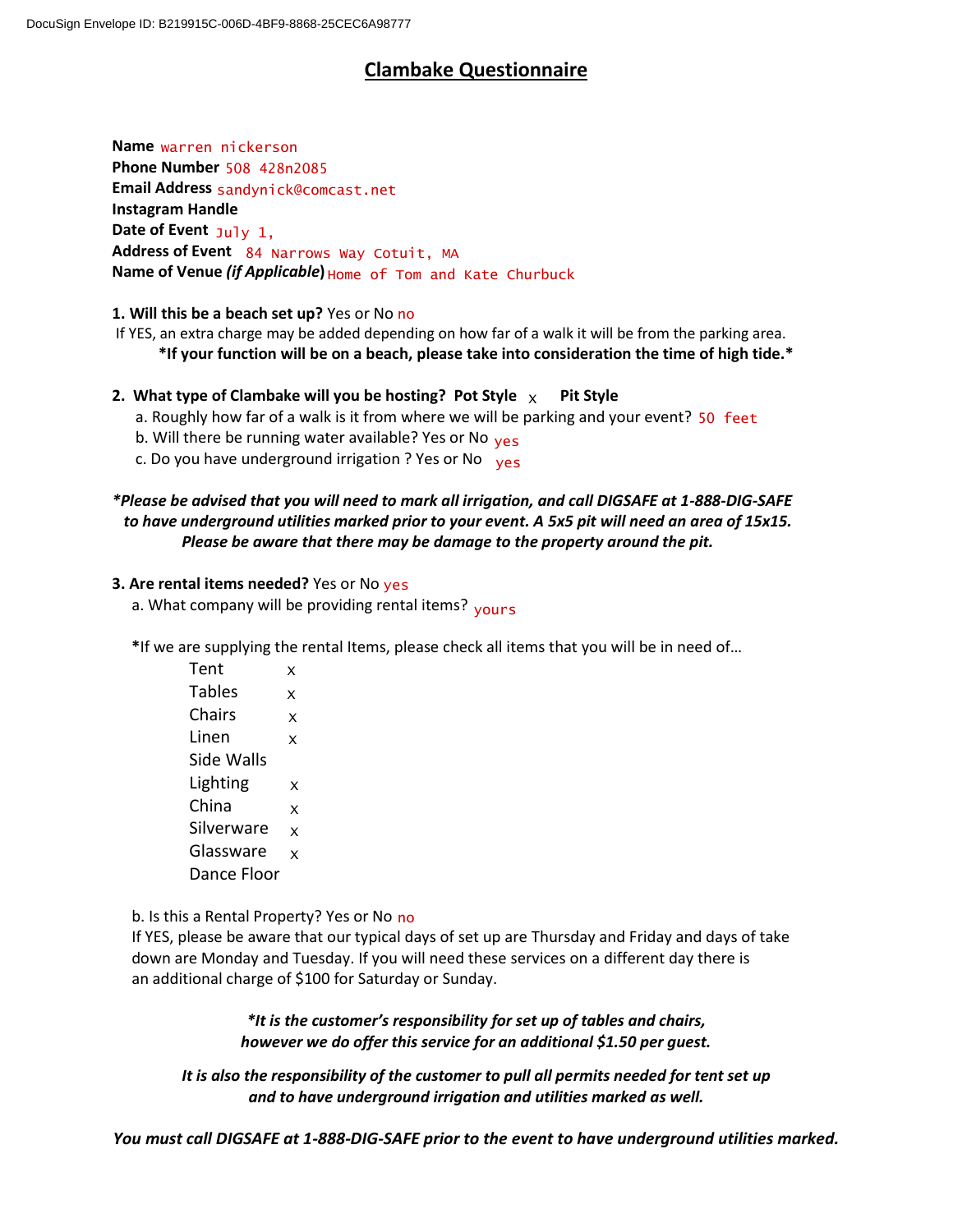# Clambake Questionnaire

**Name** warren nickerson
**Phone Number** 508 428n2085
**Email Address** sandynick@comcast.net
**Instagram Handle**
**Date of Event** July 1,
**Address of Event** 84 Narrows Way Cotuit, MA
**Name of Venue *(if Applicable)*** Home of Tom and Kate Churbuck

**1. Will this be a beach set up?** Yes or No no

If YES, an extra charge may be added depending on how far of a walk it will be from the parking area.

**\*If your function will be on a beach, please take into consideration the time of high tide.\***

**2. What type of Clambake will you be hosting? Pot Style** x **Pit Style**

a. Roughly how far of a walk is it from where we will be parking and your event? 50 feet

b. Will there be running water available? Yes or No yes

c. Do you have underground irrigation ? Yes or No yes

***\*Please be advised that you will need to mark all irrigation, and call DIGSAFE at 1-888-DIG-SAFE to have underground utilities marked prior to your event. A 5x5 pit will need an area of 15x15. Please be aware that there may be damage to the property around the pit.***

**3. Are rental items needed?** Yes or No yes

a. What company will be providing rental items? yours

**\***If we are supplying the rental Items, please check all items that you will be in need of…

| Item | |
|---|---|
| Tent | x |
| Tables | x |
| Chairs | x |
| Linen | x |
| Side Walls | |
| Lighting | x |
| China | x |
| Silverware | x |
| Glassware | x |
| Dance Floor | |

b. Is this a Rental Property? Yes or No no

If YES, please be aware that our typical days of set up are Thursday and Friday and days of take down are Monday and Tuesday. If you will need these services on a different day there is an additional charge of $100 for Saturday or Sunday.

***\*It is the customer's responsibility for set up of tables and chairs, however we do offer this service for an additional $1.50 per guest.***

***It is also the responsibility of the customer to pull all permits needed for tent set up and to have underground irrigation and utilities marked as well.***

***You must call DIGSAFE at 1-888-DIG-SAFE prior to the event to have underground utilities marked.***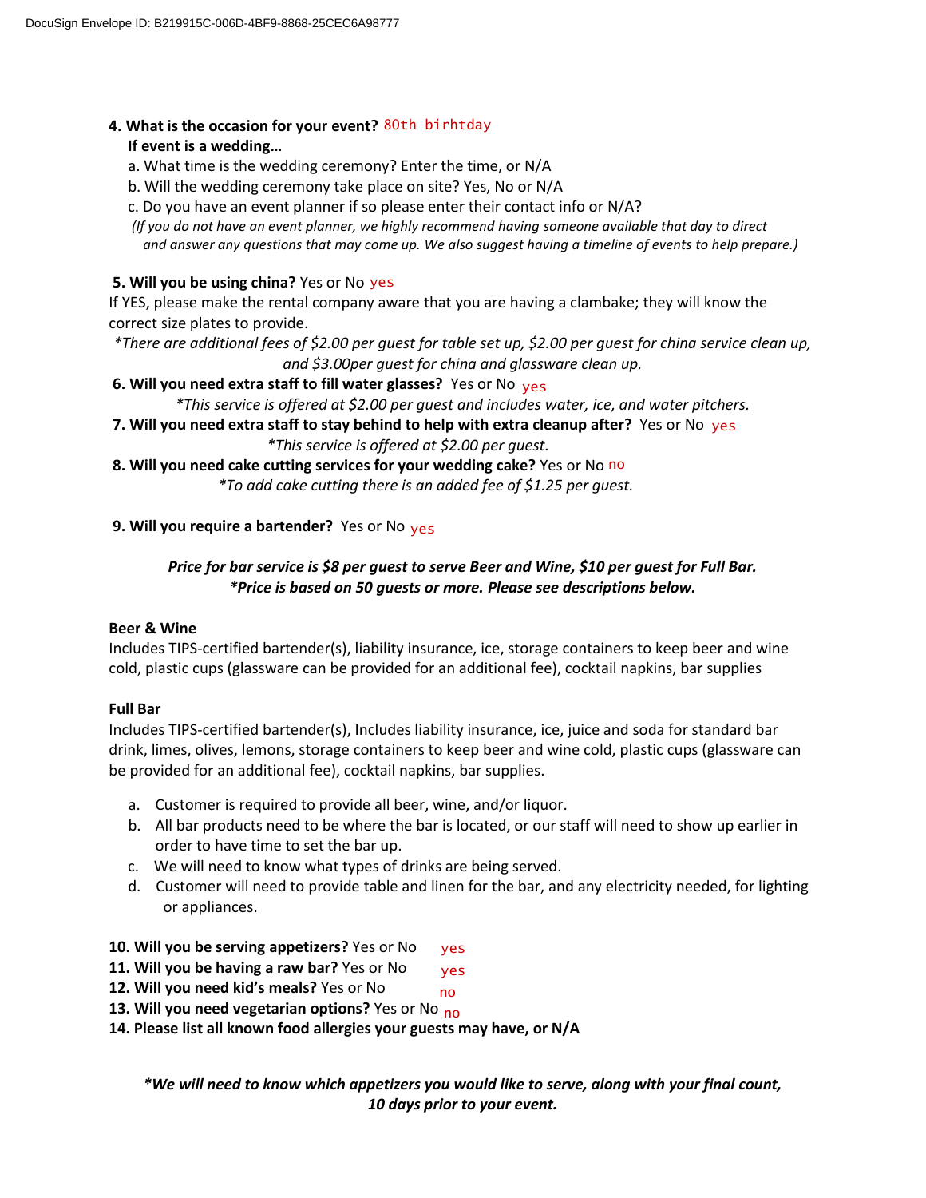**4. What is the occasion for your event?** 80th birhtday

**If event is a wedding…**

a. What time is the wedding ceremony? Enter the time, or N/A

b. Will the wedding ceremony take place on site? Yes, No or N/A

c. Do you have an event planner if so please enter their contact info or N/A?

*(If you do not have an event planner, we highly recommend having someone available that day to direct and answer any questions that may come up. We also suggest having a timeline of events to help prepare.)*

**5. Will you be using china?** Yes or No yes

If YES, please make the rental company aware that you are having a clambake; they will know the correct size plates to provide.

*\*There are additional fees of $2.00 per guest for table set up, $2.00 per guest for china service clean up, and $3.00per guest for china and glassware clean up.*

**6. Will you need extra staff to fill water glasses?** Yes or No yes

*\*This service is offered at $2.00 per guest and includes water, ice, and water pitchers.*

**7. Will you need extra staff to stay behind to help with extra cleanup after?** Yes or No yes

*\*This service is offered at $2.00 per guest.*

**8. Will you need cake cutting services for your wedding cake?** Yes or No no

*\*To add cake cutting there is an added fee of $1.25 per guest.*

**9. Will you require a bartender?** Yes or No yes

***Price for bar service is $8 per guest to serve Beer and Wine, $10 per guest for Full Bar.***
***\*Price is based on 50 guests or more. Please see descriptions below.***

**Beer & Wine**

Includes TIPS-certified bartender(s), liability insurance, ice, storage containers to keep beer and wine cold, plastic cups (glassware can be provided for an additional fee), cocktail napkins, bar supplies

**Full Bar**

Includes TIPS-certified bartender(s), Includes liability insurance, ice, juice and soda for standard bar drink, limes, olives, lemons, storage containers to keep beer and wine cold, plastic cups (glassware can be provided for an additional fee), cocktail napkins, bar supplies.

a. Customer is required to provide all beer, wine, and/or liquor.
b. All bar products need to be where the bar is located, or our staff will need to show up earlier in order to have time to set the bar up.
c. We will need to know what types of drinks are being served.
d. Customer will need to provide table and linen for the bar, and any electricity needed, for lighting or appliances.

**10. Will you be serving appetizers?** Yes or No yes

**11. Will you be having a raw bar?** Yes or No yes

**12. Will you need kid's meals?** Yes or No no

**13. Will you need vegetarian options?** Yes or No no

**14. Please list all known food allergies your guests may have, or N/A**

***\*We will need to know which appetizers you would like to serve, along with your final count, 10 days prior to your event.***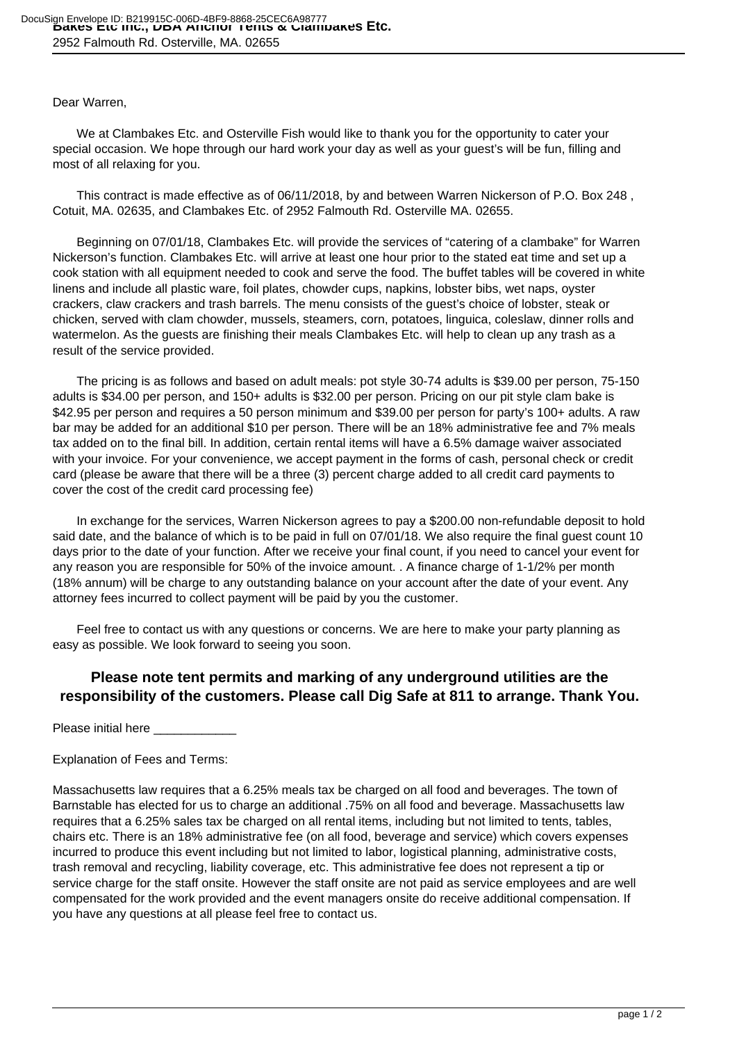**Bakes Etc Inc., DBA Anchor Tents & Clambakes Etc.**

2952 Falmouth Rd. Osterville, MA. 02655

Dear Warren,

We at Clambakes Etc. and Osterville Fish would like to thank you for the opportunity to cater your special occasion. We hope through our hard work your day as well as your guest's will be fun, filling and most of all relaxing for you.

This contract is made effective as of 06/11/2018, by and between Warren Nickerson of P.O. Box 248 , Cotuit, MA. 02635, and Clambakes Etc. of 2952 Falmouth Rd. Osterville MA. 02655.

Beginning on 07/01/18, Clambakes Etc. will provide the services of "catering of a clambake" for Warren Nickerson's function. Clambakes Etc. will arrive at least one hour prior to the stated eat time and set up a cook station with all equipment needed to cook and serve the food. The buffet tables will be covered in white linens and include all plastic ware, foil plates, chowder cups, napkins, lobster bibs, wet naps, oyster crackers, claw crackers and trash barrels. The menu consists of the guest's choice of lobster, steak or chicken, served with clam chowder, mussels, steamers, corn, potatoes, linguica, coleslaw, dinner rolls and watermelon. As the guests are finishing their meals Clambakes Etc. will help to clean up any trash as a result of the service provided.

The pricing is as follows and based on adult meals: pot style 30-74 adults is $39.00 per person, 75-150 adults is $34.00 per person, and 150+ adults is $32.00 per person. Pricing on our pit style clam bake is $42.95 per person and requires a 50 person minimum and $39.00 per person for party's 100+ adults. A raw bar may be added for an additional $10 per person. There will be an 18% administrative fee and 7% meals tax added on to the final bill. In addition, certain rental items will have a 6.5% damage waiver associated with your invoice. For your convenience, we accept payment in the forms of cash, personal check or credit card (please be aware that there will be a three (3) percent charge added to all credit card payments to cover the cost of the credit card processing fee)

In exchange for the services, Warren Nickerson agrees to pay a $200.00 non-refundable deposit to hold said date, and the balance of which is to be paid in full on 07/01/18. We also require the final guest count 10 days prior to the date of your function. After we receive your final count, if you need to cancel your event for any reason you are responsible for 50% of the invoice amount. . A finance charge of 1-1/2% per month (18% annum) will be charge to any outstanding balance on your account after the date of your event. Any attorney fees incurred to collect payment will be paid by you the customer.

Feel free to contact us with any questions or concerns. We are here to make your party planning as easy as possible. We look forward to seeing you soon.

**Please note tent permits and marking of any underground utilities are the responsibility of the customers. Please call Dig Safe at 811 to arrange. Thank You.**

Please initial here ____________

Explanation of Fees and Terms:

Massachusetts law requires that a 6.25% meals tax be charged on all food and beverages. The town of Barnstable has elected for us to charge an additional .75% on all food and beverage. Massachusetts law requires that a 6.25% sales tax be charged on all rental items, including but not limited to tents, tables, chairs etc. There is an 18% administrative fee (on all food, beverage and service) which covers expenses incurred to produce this event including but not limited to labor, logistical planning, administrative costs, trash removal and recycling, liability coverage, etc. This administrative fee does not represent a tip or service charge for the staff onsite. However the staff onsite are not paid as service employees and are well compensated for the work provided and the event managers onsite do receive additional compensation. If you have any questions at all please feel free to contact us.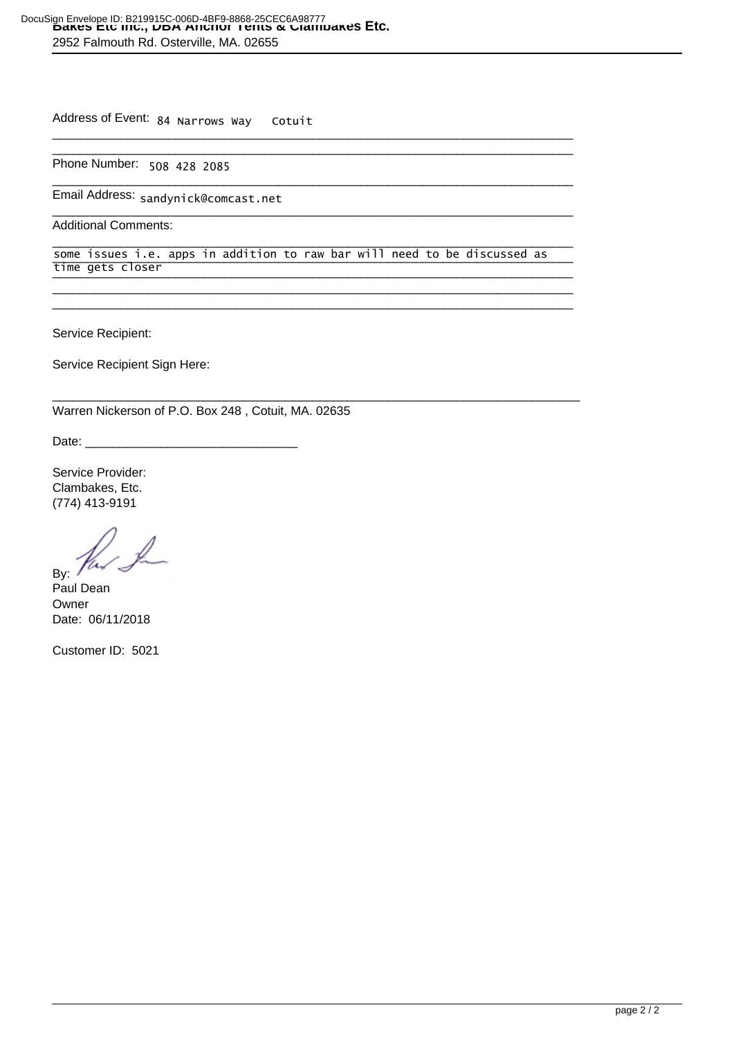DocuSign Envelope ID: B219915C-006D-4BF9-8868-25CEC6A98777

**Bakes Etc Inc., DBA Anchor Tents & Clambakes Etc.**

2952 Falmouth Rd. Osterville, MA. 02655

Address of Event: 84 Narrows Way Cotuit

Phone Number: 508 428 2085

Email Address: sandynick@comcast.net

Additional Comments:

some issues i.e. apps in addition to raw bar will need to be discussed as time gets closer

Service Recipient:

Service Recipient Sign Here:

___________________________________

Warren Nickerson of P.O. Box 248 , Cotuit, MA. 02635

Date: ______________________________

Service Provider:
Clambakes, Etc.
(774) 413-9191

By: [signature]
Paul Dean
Owner
Date: 06/11/2018

Customer ID: 5021